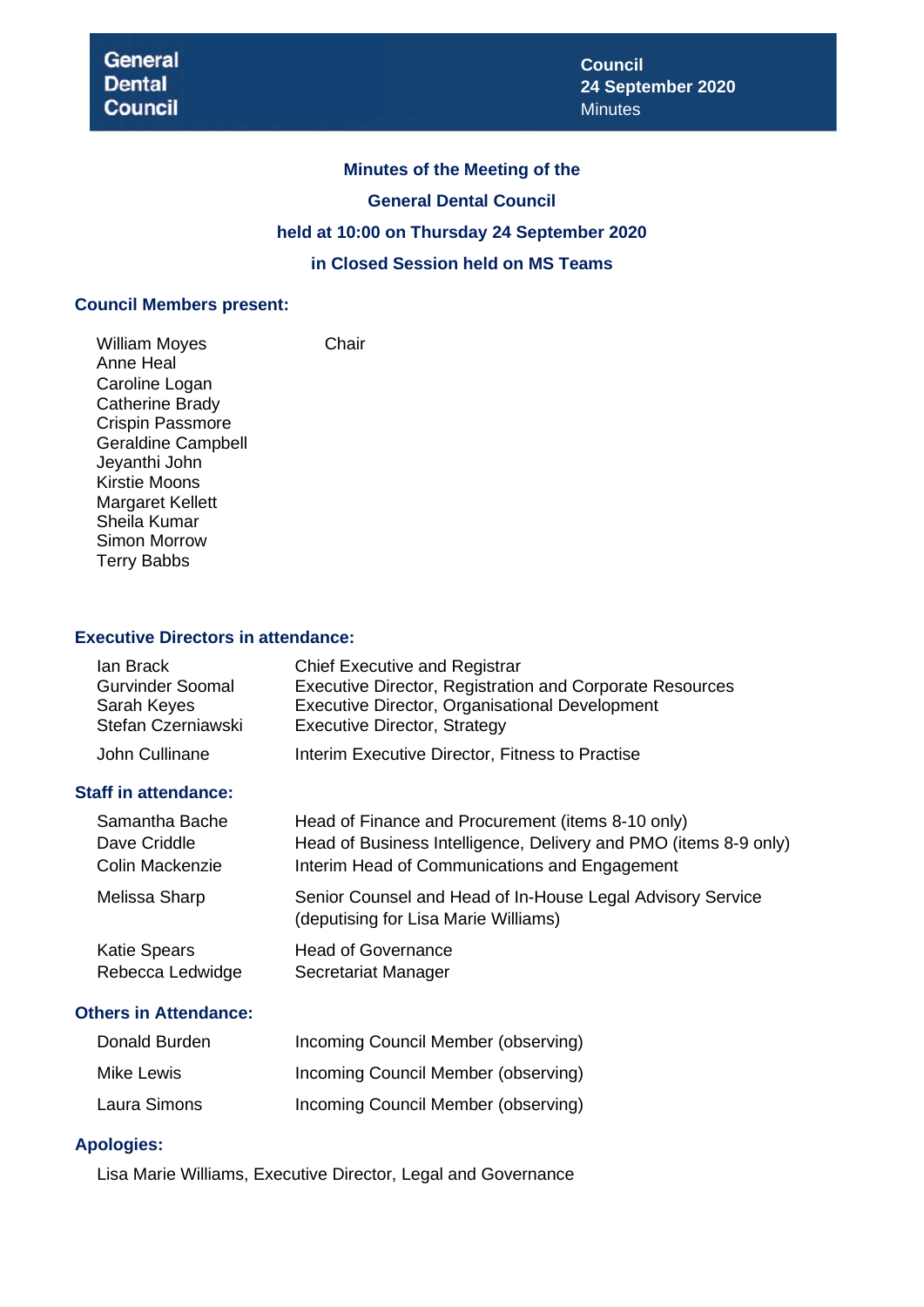General Dental Council

**Council**
**24 September 2020**
Minutes

# Minutes of the Meeting of the General Dental Council held at 10:00 on Thursday 24 September 2020 in Closed Session held on MS Teams

## Council Members present:

| | |
|---|---|
| William Moyes | Chair |
| Anne Heal | |
| Caroline Logan | |
| Catherine Brady | |
| Crispin Passmore | |
| Geraldine Campbell | |
| Jeyanthi John | |
| Kirstie Moons | |
| Margaret Kellett | |
| Sheila Kumar | |
| Simon Morrow | |
| Terry Babbs | |

## Executive Directors in attendance:

| | |
|---|---|
| Ian Brack | Chief Executive and Registrar |
| Gurvinder Soomal | Executive Director, Registration and Corporate Resources |
| Sarah Keyes | Executive Director, Organisational Development |
| Stefan Czerniawski | Executive Director, Strategy |
| John Cullinane | Interim Executive Director, Fitness to Practise |

## Staff in attendance:

| | |
|---|---|
| Samantha Bache | Head of Finance and Procurement (items 8-10 only) |
| Dave Criddle | Head of Business Intelligence, Delivery and PMO (items 8-9 only) |
| Colin Mackenzie | Interim Head of Communications and Engagement |
| Melissa Sharp | Senior Counsel and Head of In-House Legal Advisory Service (deputising for Lisa Marie Williams) |
| Katie Spears | Head of Governance |
| Rebecca Ledwidge | Secretariat Manager |

## Others in Attendance:

| | |
|---|---|
| Donald Burden | Incoming Council Member (observing) |
| Mike Lewis | Incoming Council Member (observing) |
| Laura Simons | Incoming Council Member (observing) |

## Apologies:

Lisa Marie Williams, Executive Director, Legal and Governance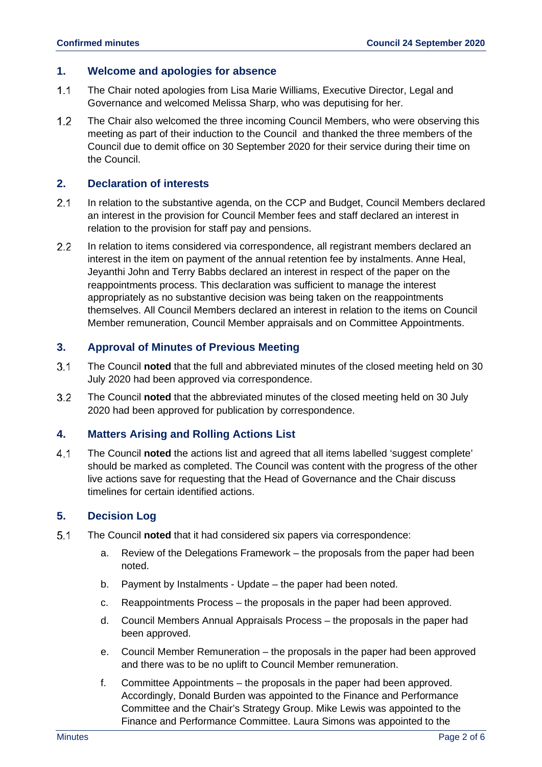## 1. Welcome and apologies for absence

1.1 The Chair noted apologies from Lisa Marie Williams, Executive Director, Legal and Governance and welcomed Melissa Sharp, who was deputising for her.

1.2 The Chair also welcomed the three incoming Council Members, who were observing this meeting as part of their induction to the Council and thanked the three members of the Council due to demit office on 30 September 2020 for their service during their time on the Council.

## 2. Declaration of interests

2.1 In relation to the substantive agenda, on the CCP and Budget, Council Members declared an interest in the provision for Council Member fees and staff declared an interest in relation to the provision for staff pay and pensions.

2.2 In relation to items considered via correspondence, all registrant members declared an interest in the item on payment of the annual retention fee by instalments. Anne Heal, Jeyanthi John and Terry Babbs declared an interest in respect of the paper on the reappointments process. This declaration was sufficient to manage the interest appropriately as no substantive decision was being taken on the reappointments themselves. All Council Members declared an interest in relation to the items on Council Member remuneration, Council Member appraisals and on Committee Appointments.

## 3. Approval of Minutes of Previous Meeting

3.1 The Council **noted** that the full and abbreviated minutes of the closed meeting held on 30 July 2020 had been approved via correspondence.

3.2 The Council **noted** that the abbreviated minutes of the closed meeting held on 30 July 2020 had been approved for publication by correspondence.

## 4. Matters Arising and Rolling Actions List

4.1 The Council **noted** the actions list and agreed that all items labelled 'suggest complete' should be marked as completed. The Council was content with the progress of the other live actions save for requesting that the Head of Governance and the Chair discuss timelines for certain identified actions.

## 5. Decision Log

5.1 The Council **noted** that it had considered six papers via correspondence:

a. Review of the Delegations Framework – the proposals from the paper had been noted.

b. Payment by Instalments - Update – the paper had been noted.

c. Reappointments Process – the proposals in the paper had been approved.

d. Council Members Annual Appraisals Process – the proposals in the paper had been approved.

e. Council Member Remuneration – the proposals in the paper had been approved and there was to be no uplift to Council Member remuneration.

f. Committee Appointments – the proposals in the paper had been approved. Accordingly, Donald Burden was appointed to the Finance and Performance Committee and the Chair's Strategy Group. Mike Lewis was appointed to the Finance and Performance Committee. Laura Simons was appointed to the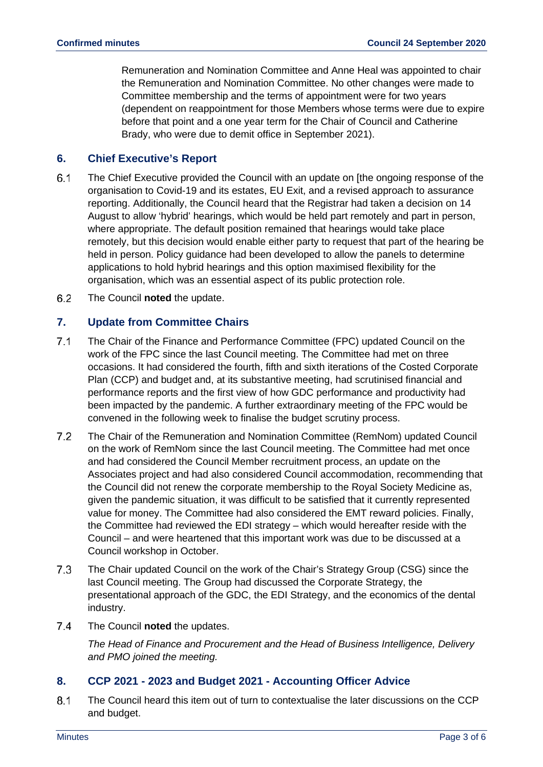Remuneration and Nomination Committee and Anne Heal was appointed to chair the Remuneration and Nomination Committee. No other changes were made to Committee membership and the terms of appointment were for two years (dependent on reappointment for those Members whose terms were due to expire before that point and a one year term for the Chair of Council and Catherine Brady, who were due to demit office in September 2021).

## 6. Chief Executive's Report

6.1 The Chief Executive provided the Council with an update on [the ongoing response of the organisation to Covid-19 and its estates, EU Exit, and a revised approach to assurance reporting. Additionally, the Council heard that the Registrar had taken a decision on 14 August to allow 'hybrid' hearings, which would be held part remotely and part in person, where appropriate. The default position remained that hearings would take place remotely, but this decision would enable either party to request that part of the hearing be held in person. Policy guidance had been developed to allow the panels to determine applications to hold hybrid hearings and this option maximised flexibility for the organisation, which was an essential aspect of its public protection role.

6.2 The Council **noted** the update.

## 7. Update from Committee Chairs

7.1 The Chair of the Finance and Performance Committee (FPC) updated Council on the work of the FPC since the last Council meeting. The Committee had met on three occasions. It had considered the fourth, fifth and sixth iterations of the Costed Corporate Plan (CCP) and budget and, at its substantive meeting, had scrutinised financial and performance reports and the first view of how GDC performance and productivity had been impacted by the pandemic. A further extraordinary meeting of the FPC would be convened in the following week to finalise the budget scrutiny process.

7.2 The Chair of the Remuneration and Nomination Committee (RemNom) updated Council on the work of RemNom since the last Council meeting. The Committee had met once and had considered the Council Member recruitment process, an update on the Associates project and had also considered Council accommodation, recommending that the Council did not renew the corporate membership to the Royal Society Medicine as, given the pandemic situation, it was difficult to be satisfied that it currently represented value for money. The Committee had also considered the EMT reward policies. Finally, the Committee had reviewed the EDI strategy – which would hereafter reside with the Council – and were heartened that this important work was due to be discussed at a Council workshop in October.

7.3 The Chair updated Council on the work of the Chair's Strategy Group (CSG) since the last Council meeting. The Group had discussed the Corporate Strategy, the presentational approach of the GDC, the EDI Strategy, and the economics of the dental industry.

7.4 The Council **noted** the updates.

*The Head of Finance and Procurement and the Head of Business Intelligence, Delivery and PMO joined the meeting.*

## 8. CCP 2021 - 2023 and Budget 2021 - Accounting Officer Advice

8.1 The Council heard this item out of turn to contextualise the later discussions on the CCP and budget.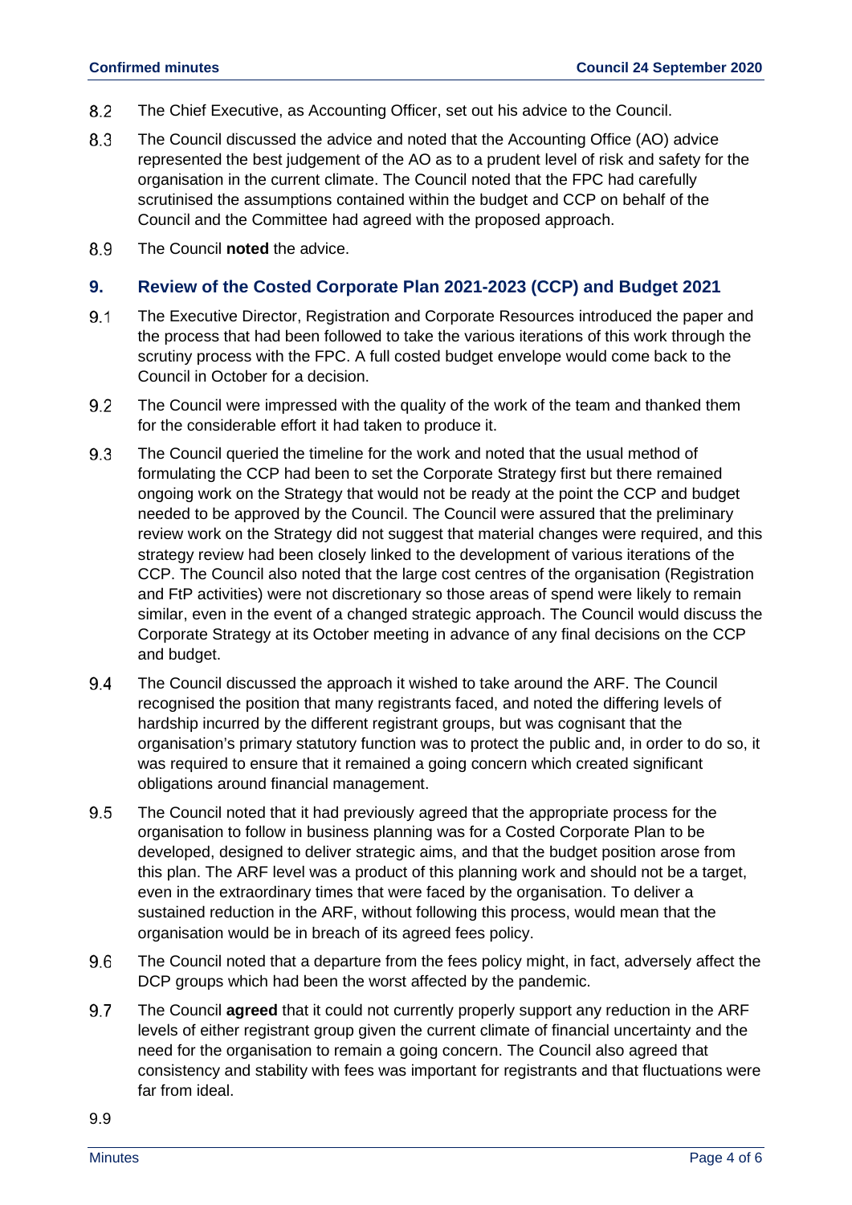8.2 The Chief Executive, as Accounting Officer, set out his advice to the Council.

8.3 The Council discussed the advice and noted that the Accounting Office (AO) advice represented the best judgement of the AO as to a prudent level of risk and safety for the organisation in the current climate. The Council noted that the FPC had carefully scrutinised the assumptions contained within the budget and CCP on behalf of the Council and the Committee had agreed with the proposed approach.

8.9 The Council **noted** the advice.

## 9. Review of the Costed Corporate Plan 2021-2023 (CCP) and Budget 2021

9.1 The Executive Director, Registration and Corporate Resources introduced the paper and the process that had been followed to take the various iterations of this work through the scrutiny process with the FPC. A full costed budget envelope would come back to the Council in October for a decision.

9.2 The Council were impressed with the quality of the work of the team and thanked them for the considerable effort it had taken to produce it.

9.3 The Council queried the timeline for the work and noted that the usual method of formulating the CCP had been to set the Corporate Strategy first but there remained ongoing work on the Strategy that would not be ready at the point the CCP and budget needed to be approved by the Council. The Council were assured that the preliminary review work on the Strategy did not suggest that material changes were required, and this strategy review had been closely linked to the development of various iterations of the CCP. The Council also noted that the large cost centres of the organisation (Registration and FtP activities) were not discretionary so those areas of spend were likely to remain similar, even in the event of a changed strategic approach. The Council would discuss the Corporate Strategy at its October meeting in advance of any final decisions on the CCP and budget.

9.4 The Council discussed the approach it wished to take around the ARF. The Council recognised the position that many registrants faced, and noted the differing levels of hardship incurred by the different registrant groups, but was cognisant that the organisation's primary statutory function was to protect the public and, in order to do so, it was required to ensure that it remained a going concern which created significant obligations around financial management.

9.5 The Council noted that it had previously agreed that the appropriate process for the organisation to follow in business planning was for a Costed Corporate Plan to be developed, designed to deliver strategic aims, and that the budget position arose from this plan. The ARF level was a product of this planning work and should not be a target, even in the extraordinary times that were faced by the organisation. To deliver a sustained reduction in the ARF, without following this process, would mean that the organisation would be in breach of its agreed fees policy.

9.6 The Council noted that a departure from the fees policy might, in fact, adversely affect the DCP groups which had been the worst affected by the pandemic.

9.7 The Council **agreed** that it could not currently properly support any reduction in the ARF levels of either registrant group given the current climate of financial uncertainty and the need for the organisation to remain a going concern. The Council also agreed that consistency and stability with fees was important for registrants and that fluctuations were far from ideal.

9.9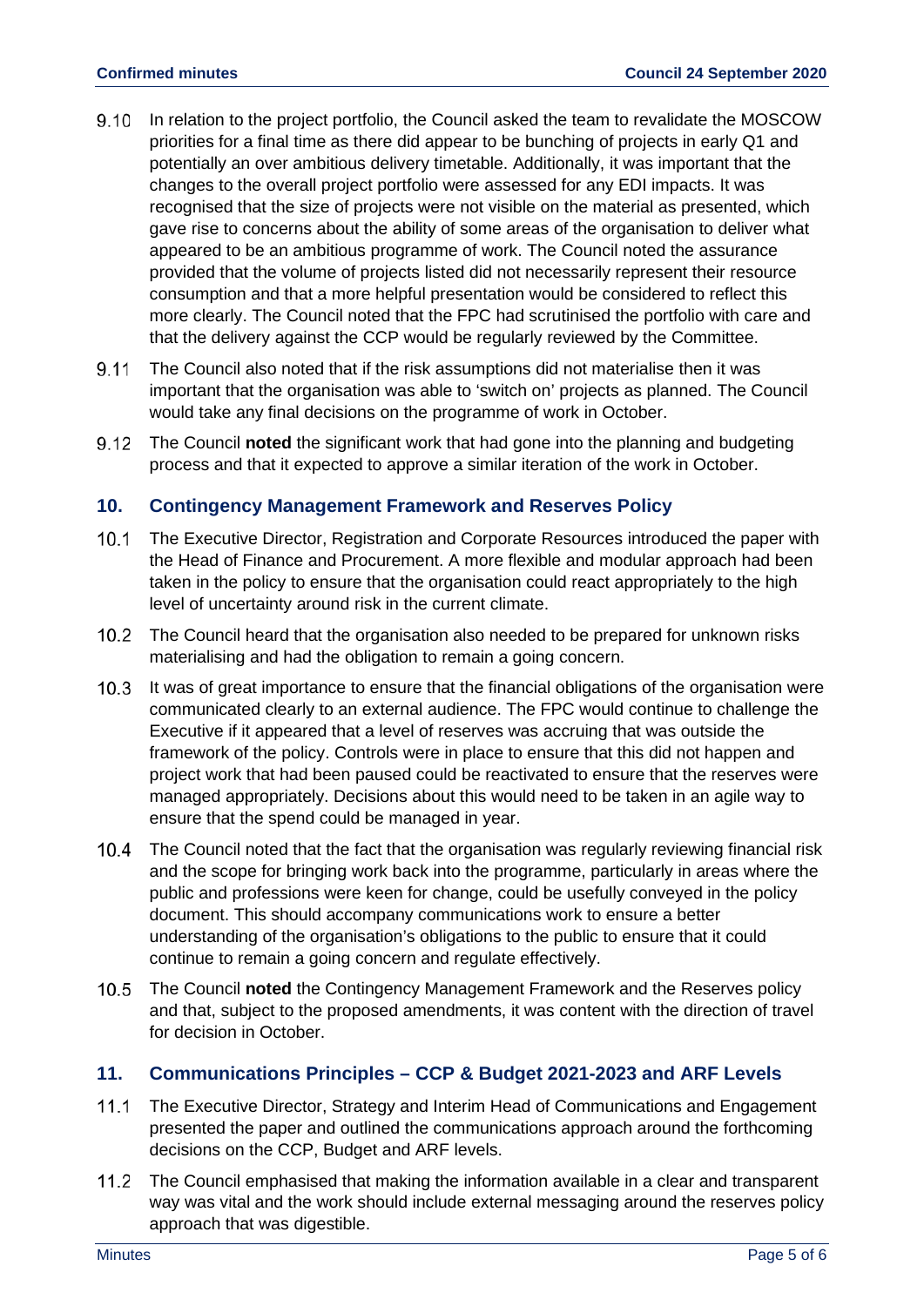9.10 In relation to the project portfolio, the Council asked the team to revalidate the MOSCOW priorities for a final time as there did appear to be bunching of projects in early Q1 and potentially an over ambitious delivery timetable. Additionally, it was important that the changes to the overall project portfolio were assessed for any EDI impacts. It was recognised that the size of projects were not visible on the material as presented, which gave rise to concerns about the ability of some areas of the organisation to deliver what appeared to be an ambitious programme of work. The Council noted the assurance provided that the volume of projects listed did not necessarily represent their resource consumption and that a more helpful presentation would be considered to reflect this more clearly. The Council noted that the FPC had scrutinised the portfolio with care and that the delivery against the CCP would be regularly reviewed by the Committee.

9.11 The Council also noted that if the risk assumptions did not materialise then it was important that the organisation was able to 'switch on' projects as planned. The Council would take any final decisions on the programme of work in October.

9.12 The Council **noted** the significant work that had gone into the planning and budgeting process and that it expected to approve a similar iteration of the work in October.

## 10. Contingency Management Framework and Reserves Policy

10.1 The Executive Director, Registration and Corporate Resources introduced the paper with the Head of Finance and Procurement. A more flexible and modular approach had been taken in the policy to ensure that the organisation could react appropriately to the high level of uncertainty around risk in the current climate.

10.2 The Council heard that the organisation also needed to be prepared for unknown risks materialising and had the obligation to remain a going concern.

10.3 It was of great importance to ensure that the financial obligations of the organisation were communicated clearly to an external audience. The FPC would continue to challenge the Executive if it appeared that a level of reserves was accruing that was outside the framework of the policy. Controls were in place to ensure that this did not happen and project work that had been paused could be reactivated to ensure that the reserves were managed appropriately. Decisions about this would need to be taken in an agile way to ensure that the spend could be managed in year.

10.4 The Council noted that the fact that the organisation was regularly reviewing financial risk and the scope for bringing work back into the programme, particularly in areas where the public and professions were keen for change, could be usefully conveyed in the policy document. This should accompany communications work to ensure a better understanding of the organisation's obligations to the public to ensure that it could continue to remain a going concern and regulate effectively.

10.5 The Council **noted** the Contingency Management Framework and the Reserves policy and that, subject to the proposed amendments, it was content with the direction of travel for decision in October.

## 11. Communications Principles – CCP & Budget 2021-2023 and ARF Levels

11.1 The Executive Director, Strategy and Interim Head of Communications and Engagement presented the paper and outlined the communications approach around the forthcoming decisions on the CCP, Budget and ARF levels.

11.2 The Council emphasised that making the information available in a clear and transparent way was vital and the work should include external messaging around the reserves policy approach that was digestible.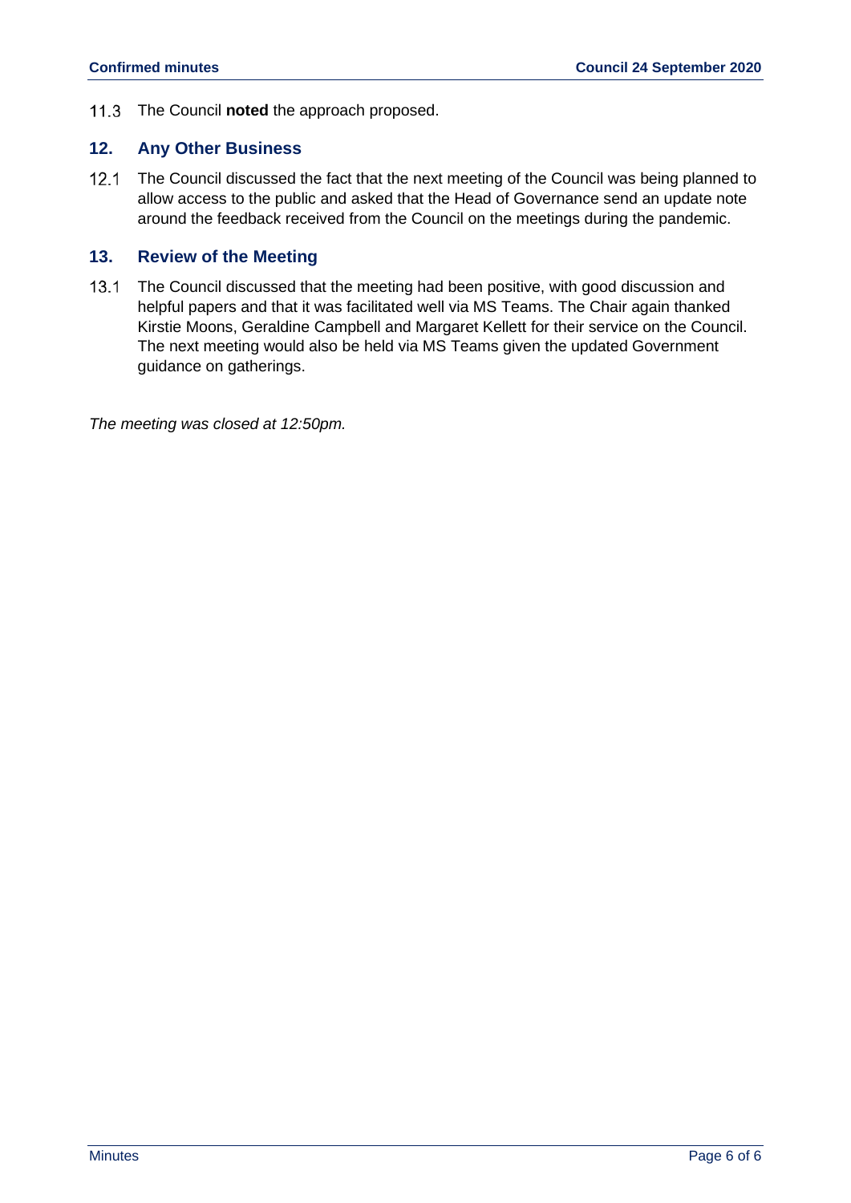11.3 The Council **noted** the approach proposed.

## 12. Any Other Business

12.1 The Council discussed the fact that the next meeting of the Council was being planned to allow access to the public and asked that the Head of Governance send an update note around the feedback received from the Council on the meetings during the pandemic.

## 13. Review of the Meeting

13.1 The Council discussed that the meeting had been positive, with good discussion and helpful papers and that it was facilitated well via MS Teams. The Chair again thanked Kirstie Moons, Geraldine Campbell and Margaret Kellett for their service on the Council. The next meeting would also be held via MS Teams given the updated Government guidance on gatherings.

*The meeting was closed at 12:50pm.*